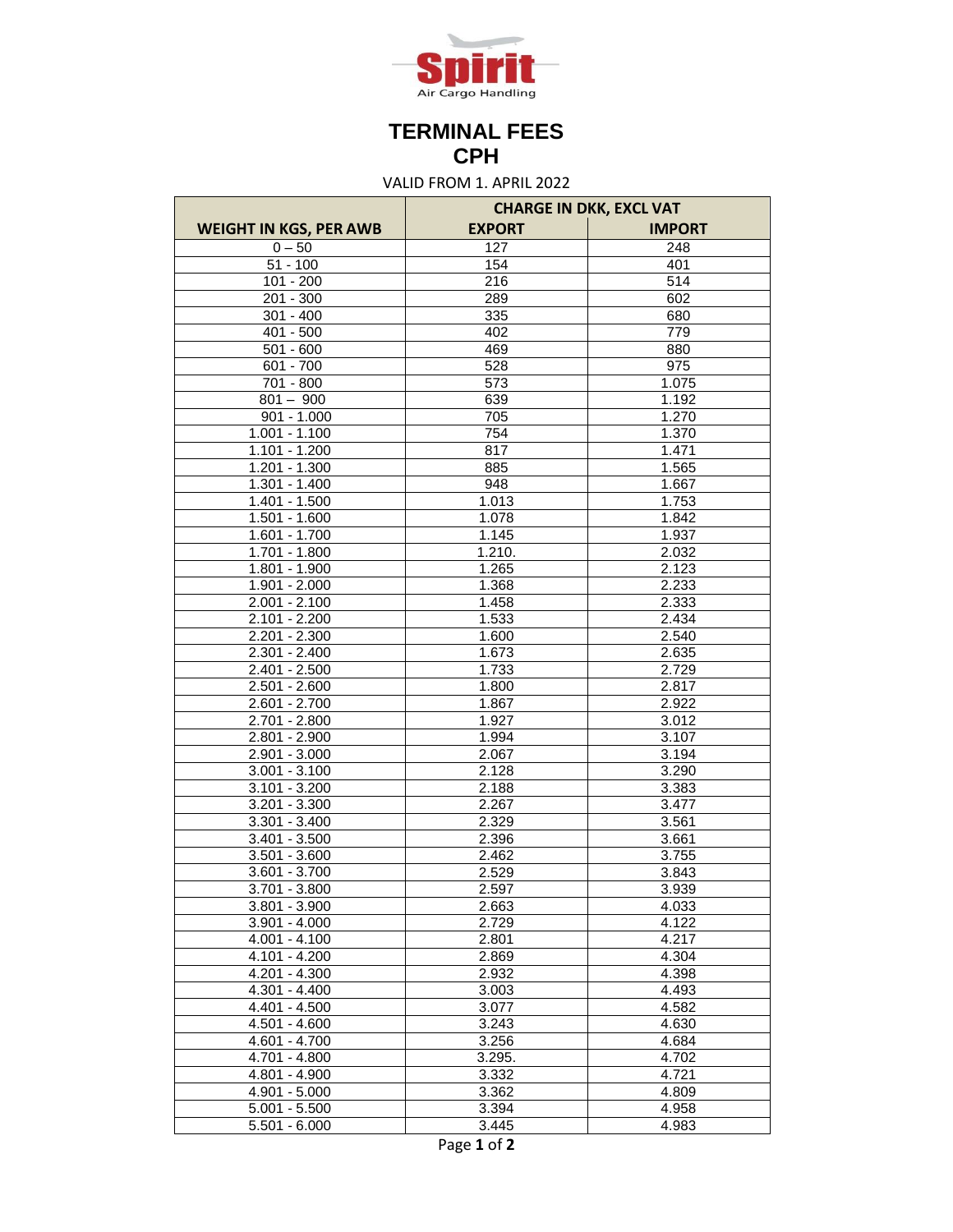# TERMINAL FEES
# CPH

VALID FROM 1. APRIL 2022

| WEIGHT IN KGS, PER AWB | CHARGE IN DKK, EXCL VAT | |
|---|---|---|
| | EXPORT | IMPORT |
| 0 – 50 | 127 | 248 |
| 51 - 100 | 154 | 401 |
| 101 - 200 | 216 | 514 |
| 201 - 300 | 289 | 602 |
| 301 - 400 | 335 | 680 |
| 401 - 500 | 402 | 779 |
| 501 - 600 | 469 | 880 |
| 601 - 700 | 528 | 975 |
| 701 - 800 | 573 | 1.075 |
| 801 – 900 | 639 | 1.192 |
| 901 - 1.000 | 705 | 1.270 |
| 1.001 - 1.100 | 754 | 1.370 |
| 1.101 - 1.200 | 817 | 1.471 |
| 1.201 - 1.300 | 885 | 1.565 |
| 1.301 - 1.400 | 948 | 1.667 |
| 1.401 - 1.500 | 1.013 | 1.753 |
| 1.501 - 1.600 | 1.078 | 1.842 |
| 1.601 - 1.700 | 1.145 | 1.937 |
| 1.701 - 1.800 | 1.210. | 2.032 |
| 1.801 - 1.900 | 1.265 | 2.123 |
| 1.901 - 2.000 | 1.368 | 2.233 |
| 2.001 - 2.100 | 1.458 | 2.333 |
| 2.101 - 2.200 | 1.533 | 2.434 |
| 2.201 - 2.300 | 1.600 | 2.540 |
| 2.301 - 2.400 | 1.673 | 2.635 |
| 2.401 - 2.500 | 1.733 | 2.729 |
| 2.501 - 2.600 | 1.800 | 2.817 |
| 2.601 - 2.700 | 1.867 | 2.922 |
| 2.701 - 2.800 | 1.927 | 3.012 |
| 2.801 - 2.900 | 1.994 | 3.107 |
| 2.901 - 3.000 | 2.067 | 3.194 |
| 3.001 - 3.100 | 2.128 | 3.290 |
| 3.101 - 3.200 | 2.188 | 3.383 |
| 3.201 - 3.300 | 2.267 | 3.477 |
| 3.301 - 3.400 | 2.329 | 3.561 |
| 3.401 - 3.500 | 2.396 | 3.661 |
| 3.501 - 3.600 | 2.462 | 3.755 |
| 3.601 - 3.700 | 2.529 | 3.843 |
| 3.701 - 3.800 | 2.597 | 3.939 |
| 3.801 - 3.900 | 2.663 | 4.033 |
| 3.901 - 4.000 | 2.729 | 4.122 |
| 4.001 - 4.100 | 2.801 | 4.217 |
| 4.101 - 4.200 | 2.869 | 4.304 |
| 4.201 - 4.300 | 2.932 | 4.398 |
| 4.301 - 4.400 | 3.003 | 4.493 |
| 4.401 - 4.500 | 3.077 | 4.582 |
| 4.501 - 4.600 | 3.243 | 4.630 |
| 4.601 - 4.700 | 3.256 | 4.684 |
| 4.701 - 4.800 | 3.295. | 4.702 |
| 4.801 - 4.900 | 3.332 | 4.721 |
| 4.901 - 5.000 | 3.362 | 4.809 |
| 5.001 - 5.500 | 3.394 | 4.958 |
| 5.501 - 6.000 | 3.445 | 4.983 |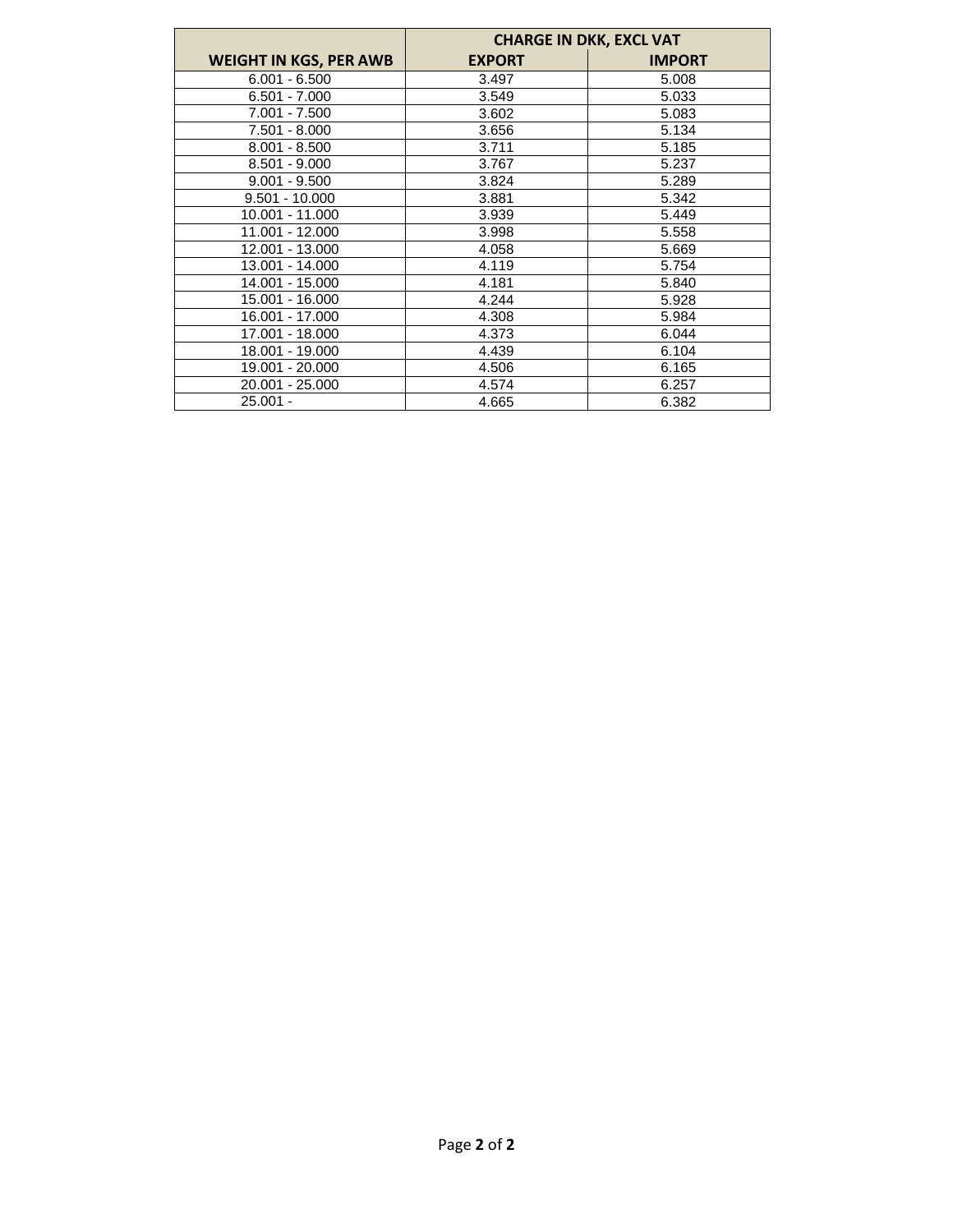| WEIGHT IN KGS, PER AWB | CHARGE IN DKK, EXCL VAT | |
|---|---|---|
| | EXPORT | IMPORT |
| 6.001 - 6.500 | 3.497 | 5.008 |
| 6.501 - 7.000 | 3.549 | 5.033 |
| 7.001 - 7.500 | 3.602 | 5.083 |
| 7.501 - 8.000 | 3.656 | 5.134 |
| 8.001 - 8.500 | 3.711 | 5.185 |
| 8.501 - 9.000 | 3.767 | 5.237 |
| 9.001 - 9.500 | 3.824 | 5.289 |
| 9.501 - 10.000 | 3.881 | 5.342 |
| 10.001 - 11.000 | 3.939 | 5.449 |
| 11.001 - 12.000 | 3.998 | 5.558 |
| 12.001 - 13.000 | 4.058 | 5.669 |
| 13.001 - 14.000 | 4.119 | 5.754 |
| 14.001 - 15.000 | 4.181 | 5.840 |
| 15.001 - 16.000 | 4.244 | 5.928 |
| 16.001 - 17.000 | 4.308 | 5.984 |
| 17.001 - 18.000 | 4.373 | 6.044 |
| 18.001 - 19.000 | 4.439 | 6.104 |
| 19.001 - 20.000 | 4.506 | 6.165 |
| 20.001 - 25.000 | 4.574 | 6.257 |
| 25.001 - | 4.665 | 6.382 |